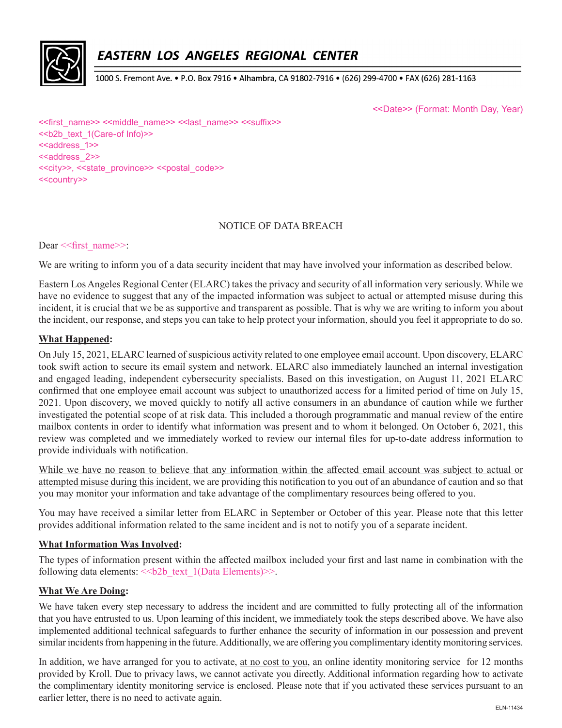# EASTERN LOS ANGELES REGIONAL CENTER

1000 S. Fremont Ave. • P.O. Box 7916 • Alhambra, CA 91802-7916 • (626) 299-4700 • FAX (626) 281-1163

<<Date>> (Format: Month Day, Year)

<<first_name>> <<middle_name>> <<last_name>> <<suffix>>
<<b2b_text_1(Care-of Info)>>
<<address_1>>
<<address_2>>
<<city>>, <<state_province>> <<postal_code>>
<<country>>

NOTICE OF DATA BREACH

Dear <<first_name>>:

We are writing to inform you of a data security incident that may have involved your information as described below.

Eastern Los Angeles Regional Center (ELARC) takes the privacy and security of all information very seriously. While we have no evidence to suggest that any of the impacted information was subject to actual or attempted misuse during this incident, it is crucial that we be as supportive and transparent as possible. That is why we are writing to inform you about the incident, our response, and steps you can take to help protect your information, should you feel it appropriate to do so.

**What Happened:**

On July 15, 2021, ELARC learned of suspicious activity related to one employee email account. Upon discovery, ELARC took swift action to secure its email system and network. ELARC also immediately launched an internal investigation and engaged leading, independent cybersecurity specialists. Based on this investigation, on August 11, 2021 ELARC confirmed that one employee email account was subject to unauthorized access for a limited period of time on July 15, 2021. Upon discovery, we moved quickly to notify all active consumers in an abundance of caution while we further investigated the potential scope of at risk data. This included a thorough programmatic and manual review of the entire mailbox contents in order to identify what information was present and to whom it belonged. On October 6, 2021, this review was completed and we immediately worked to review our internal files for up-to-date address information to provide individuals with notification.

While we have no reason to believe that any information within the affected email account was subject to actual or attempted misuse during this incident, we are providing this notification to you out of an abundance of caution and so that you may monitor your information and take advantage of the complimentary resources being offered to you.

You may have received a similar letter from ELARC in September or October of this year. Please note that this letter provides additional information related to the same incident and is not to notify you of a separate incident.

**What Information Was Involved:**

The types of information present within the affected mailbox included your first and last name in combination with the following data elements: <<b2b_text_1(Data Elements)>>.

**What We Are Doing:**

We have taken every step necessary to address the incident and are committed to fully protecting all of the information that you have entrusted to us. Upon learning of this incident, we immediately took the steps described above. We have also implemented additional technical safeguards to further enhance the security of information in our possession and prevent similar incidents from happening in the future. Additionally, we are offering you complimentary identity monitoring services.

In addition, we have arranged for you to activate, at no cost to you, an online identity monitoring service for 12 months provided by Kroll. Due to privacy laws, we cannot activate you directly. Additional information regarding how to activate the complimentary identity monitoring service is enclosed. Please note that if you activated these services pursuant to an earlier letter, there is no need to activate again.

ELN-11434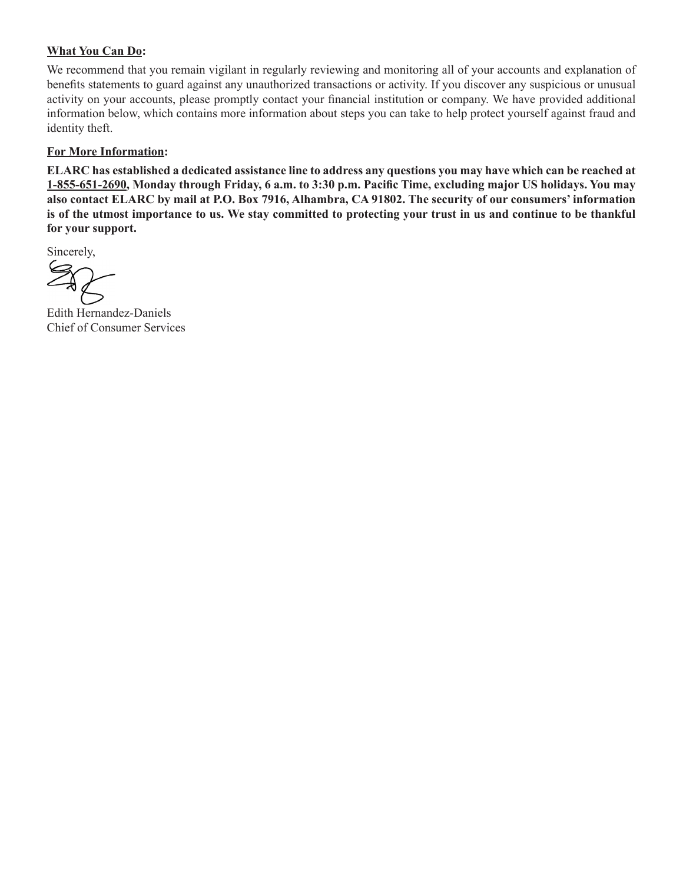**What You Can Do:**

We recommend that you remain vigilant in regularly reviewing and monitoring all of your accounts and explanation of benefits statements to guard against any unauthorized transactions or activity. If you discover any suspicious or unusual activity on your accounts, please promptly contact your financial institution or company. We have provided additional information below, which contains more information about steps you can take to help protect yourself against fraud and identity theft.

**For More Information:**

**ELARC has established a dedicated assistance line to address any questions you may have which can be reached at 1-855-651-2690, Monday through Friday, 6 a.m. to 3:30 p.m. Pacific Time, excluding major US holidays. You may also contact ELARC by mail at P.O. Box 7916, Alhambra, CA 91802. The security of our consumers' information is of the utmost importance to us. We stay committed to protecting your trust in us and continue to be thankful for your support.**

Sincerely,

Edith Hernandez-Daniels
Chief of Consumer Services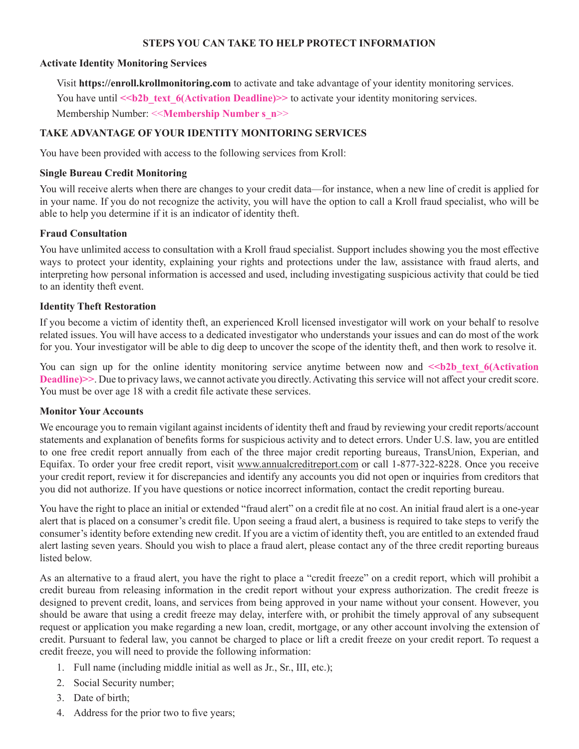## STEPS YOU CAN TAKE TO HELP PROTECT INFORMATION

**Activate Identity Monitoring Services**

Visit **https://enroll.krollmonitoring.com** to activate and take advantage of your identity monitoring services.

You have until **<<b2b_text_6(Activation Deadline)>>** to activate your identity monitoring services.

Membership Number: **<<Membership Number s_n>>**

**TAKE ADVANTAGE OF YOUR IDENTITY MONITORING SERVICES**

You have been provided with access to the following services from Kroll:

**Single Bureau Credit Monitoring**

You will receive alerts when there are changes to your credit data—for instance, when a new line of credit is applied for in your name. If you do not recognize the activity, you will have the option to call a Kroll fraud specialist, who will be able to help you determine if it is an indicator of identity theft.

**Fraud Consultation**

You have unlimited access to consultation with a Kroll fraud specialist. Support includes showing you the most effective ways to protect your identity, explaining your rights and protections under the law, assistance with fraud alerts, and interpreting how personal information is accessed and used, including investigating suspicious activity that could be tied to an identity theft event.

**Identity Theft Restoration**

If you become a victim of identity theft, an experienced Kroll licensed investigator will work on your behalf to resolve related issues. You will have access to a dedicated investigator who understands your issues and can do most of the work for you. Your investigator will be able to dig deep to uncover the scope of the identity theft, and then work to resolve it.

You can sign up for the online identity monitoring service anytime between now and **<<b2b_text_6(Activation Deadline)>>**. Due to privacy laws, we cannot activate you directly. Activating this service will not affect your credit score. You must be over age 18 with a credit file activate these services.

**Monitor Your Accounts**

We encourage you to remain vigilant against incidents of identity theft and fraud by reviewing your credit reports/account statements and explanation of benefits forms for suspicious activity and to detect errors. Under U.S. law, you are entitled to one free credit report annually from each of the three major credit reporting bureaus, TransUnion, Experian, and Equifax. To order your free credit report, visit www.annualcreditreport.com or call 1-877-322-8228. Once you receive your credit report, review it for discrepancies and identify any accounts you did not open or inquiries from creditors that you did not authorize. If you have questions or notice incorrect information, contact the credit reporting bureau.

You have the right to place an initial or extended "fraud alert" on a credit file at no cost. An initial fraud alert is a one-year alert that is placed on a consumer's credit file. Upon seeing a fraud alert, a business is required to take steps to verify the consumer's identity before extending new credit. If you are a victim of identity theft, you are entitled to an extended fraud alert lasting seven years. Should you wish to place a fraud alert, please contact any of the three credit reporting bureaus listed below.

As an alternative to a fraud alert, you have the right to place a "credit freeze" on a credit report, which will prohibit a credit bureau from releasing information in the credit report without your express authorization. The credit freeze is designed to prevent credit, loans, and services from being approved in your name without your consent. However, you should be aware that using a credit freeze may delay, interfere with, or prohibit the timely approval of any subsequent request or application you make regarding a new loan, credit, mortgage, or any other account involving the extension of credit. Pursuant to federal law, you cannot be charged to place or lift a credit freeze on your credit report. To request a credit freeze, you will need to provide the following information:

1. Full name (including middle initial as well as Jr., Sr., III, etc.);
2. Social Security number;
3. Date of birth;
4. Address for the prior two to five years;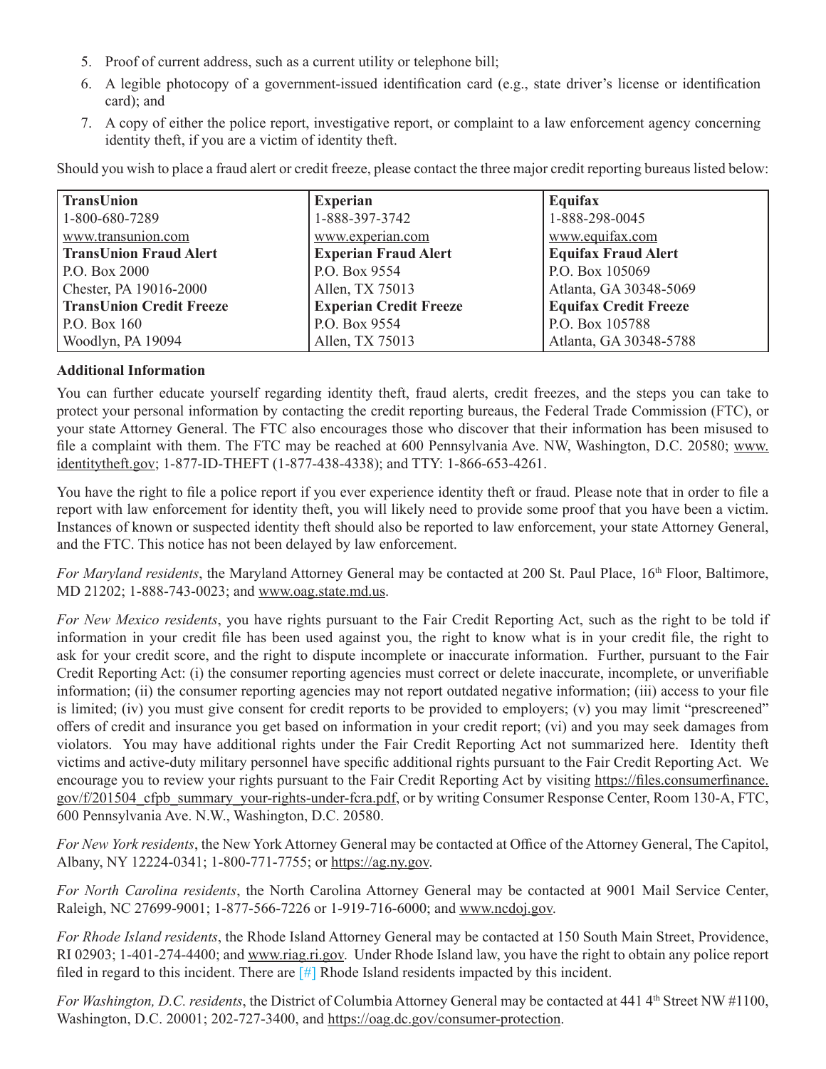5. Proof of current address, such as a current utility or telephone bill;
6. A legible photocopy of a government-issued identification card (e.g., state driver's license or identification card); and
7. A copy of either the police report, investigative report, or complaint to a law enforcement agency concerning identity theft, if you are a victim of identity theft.

Should you wish to place a fraud alert or credit freeze, please contact the three major credit reporting bureaus listed below:

| **TransUnion** | **Experian** | **Equifax** |
|---|---|---|
| 1-800-680-7289 | 1-888-397-3742 | 1-888-298-0045 |
| www.transunion.com | www.experian.com | www.equifax.com |
| **TransUnion Fraud Alert** | **Experian Fraud Alert** | **Equifax Fraud Alert** |
| P.O. Box 2000 | P.O. Box 9554 | P.O. Box 105069 |
| Chester, PA 19016-2000 | Allen, TX 75013 | Atlanta, GA 30348-5069 |
| **TransUnion Credit Freeze** | **Experian Credit Freeze** | **Equifax Credit Freeze** |
| P.O. Box 160 | P.O. Box 9554 | P.O. Box 105788 |
| Woodlyn, PA 19094 | Allen, TX 75013 | Atlanta, GA 30348-5788 |

**Additional Information**

You can further educate yourself regarding identity theft, fraud alerts, credit freezes, and the steps you can take to protect your personal information by contacting the credit reporting bureaus, the Federal Trade Commission (FTC), or your state Attorney General. The FTC also encourages those who discover that their information has been misused to file a complaint with them. The FTC may be reached at 600 Pennsylvania Ave. NW, Washington, D.C. 20580; www.identitytheft.gov; 1-877-ID-THEFT (1-877-438-4338); and TTY: 1-866-653-4261.

You have the right to file a police report if you ever experience identity theft or fraud. Please note that in order to file a report with law enforcement for identity theft, you will likely need to provide some proof that you have been a victim. Instances of known or suspected identity theft should also be reported to law enforcement, your state Attorney General, and the FTC. This notice has not been delayed by law enforcement.

*For Maryland residents*, the Maryland Attorney General may be contacted at 200 St. Paul Place, 16th Floor, Baltimore, MD 21202; 1-888-743-0023; and www.oag.state.md.us.

*For New Mexico residents*, you have rights pursuant to the Fair Credit Reporting Act, such as the right to be told if information in your credit file has been used against you, the right to know what is in your credit file, the right to ask for your credit score, and the right to dispute incomplete or inaccurate information. Further, pursuant to the Fair Credit Reporting Act: (i) the consumer reporting agencies must correct or delete inaccurate, incomplete, or unverifiable information; (ii) the consumer reporting agencies may not report outdated negative information; (iii) access to your file is limited; (iv) you must give consent for credit reports to be provided to employers; (v) you may limit "prescreened" offers of credit and insurance you get based on information in your credit report; (vi) and you may seek damages from violators. You may have additional rights under the Fair Credit Reporting Act not summarized here. Identity theft victims and active-duty military personnel have specific additional rights pursuant to the Fair Credit Reporting Act. We encourage you to review your rights pursuant to the Fair Credit Reporting Act by visiting https://files.consumerfinance.gov/f/201504_cfpb_summary_your-rights-under-fcra.pdf, or by writing Consumer Response Center, Room 130-A, FTC, 600 Pennsylvania Ave. N.W., Washington, D.C. 20580.

*For New York residents*, the New York Attorney General may be contacted at Office of the Attorney General, The Capitol, Albany, NY 12224-0341; 1-800-771-7755; or https://ag.ny.gov.

*For North Carolina residents*, the North Carolina Attorney General may be contacted at 9001 Mail Service Center, Raleigh, NC 27699-9001; 1-877-566-7226 or 1-919-716-6000; and www.ncdoj.gov.

*For Rhode Island residents*, the Rhode Island Attorney General may be contacted at 150 South Main Street, Providence, RI 02903; 1-401-274-4400; and www.riag.ri.gov. Under Rhode Island law, you have the right to obtain any police report filed in regard to this incident. There are [#] Rhode Island residents impacted by this incident.

*For Washington, D.C. residents*, the District of Columbia Attorney General may be contacted at 441 4th Street NW #1100, Washington, D.C. 20001; 202-727-3400, and https://oag.dc.gov/consumer-protection.